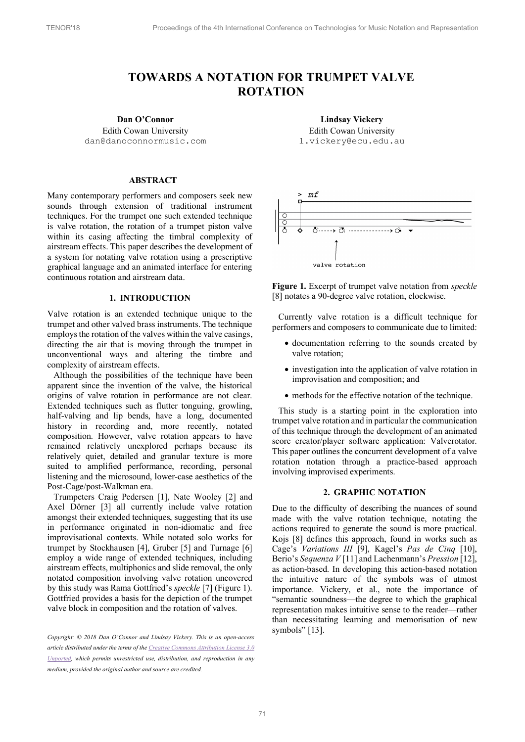# TOWARDS A NOTATION FOR TRUMPET VALVE ROTATION

**Dan O'Connor**
Edith Cowan University
dan@danoconnormusic.com

**Lindsay Vickery**
Edith Cowan University
l.vickery@ecu.edu.au

## ABSTRACT

Many contemporary performers and composers seek new sounds through extension of traditional instrument techniques. For the trumpet one such extended technique is valve rotation, the rotation of a trumpet piston valve within its casing affecting the timbral complexity of airstream effects. This paper describes the development of a system for notating valve rotation using a prescriptive graphical language and an animated interface for entering continuous rotation and airstream data.

## 1. INTRODUCTION

Valve rotation is an extended technique unique to the trumpet and other valved brass instruments. The technique employs the rotation of the valves within the valve casings, directing the air that is moving through the trumpet in unconventional ways and altering the timbre and complexity of airstream effects.

Although the possibilities of the technique have been apparent since the invention of the valve, the historical origins of valve rotation in performance are not clear. Extended techniques such as flutter tonguing, growling, half-valving and lip bends, have a long, documented history in recording and, more recently, notated composition. However, valve rotation appears to have remained relatively unexplored perhaps because its relatively quiet, detailed and granular texture is more suited to amplified performance, recording, personal listening and the microsound, lower-case aesthetics of the Post-Cage/post-Walkman era.

Trumpeters Craig Pedersen [1], Nate Wooley [2] and Axel Dörner [3] all currently include valve rotation amongst their extended techniques, suggesting that its use in performance originated in non-idiomatic and free improvisational contexts. While notated solo works for trumpet by Stockhausen [4], Gruber [5] and Turnage [6] employ a wide range of extended techniques, including airstream effects, multiphonics and slide removal, the only notated composition involving valve rotation uncovered by this study was Rama Gottfried's *speckle* [7] (Figure 1). Gottfried provides a basis for the depiction of the trumpet valve block in composition and the rotation of valves.

*Copyright: © 2018 Dan O'Connor and Lindsay Vickery. This is an open-access article distributed under the terms of the Creative Commons Attribution License 3.0 Unported, which permits unrestricted use, distribution, and reproduction in any medium, provided the original author and source are credited.*

**Figure 1.** Excerpt of trumpet valve notation from *speckle* [8] notates a 90-degree valve rotation, clockwise.

Currently valve rotation is a difficult technique for performers and composers to communicate due to limited:

- documentation referring to the sounds created by valve rotation;
- investigation into the application of valve rotation in improvisation and composition; and
- methods for the effective notation of the technique.

This study is a starting point in the exploration into trumpet valve rotation and in particular the communication of this technique through the development of an animated score creator/player software application: Valverotator. This paper outlines the concurrent development of a valve rotation notation through a practice-based approach involving improvised experiments.

## 2. GRAPHIC NOTATION

Due to the difficulty of describing the nuances of sound made with the valve rotation technique, notating the actions required to generate the sound is more practical. Kojs [8] defines this approach, found in works such as Cage's *Variations III* [9], Kagel's *Pas de Cinq* [10], Berio's *Sequenza V* [11] and Lachenmann's *Pression* [12], as action-based. In developing this action-based notation the intuitive nature of the symbols was of utmost importance. Vickery, et al., note the importance of "semantic soundness—the degree to which the graphical representation makes intuitive sense to the reader—rather than necessitating learning and memorisation of new symbols" [13].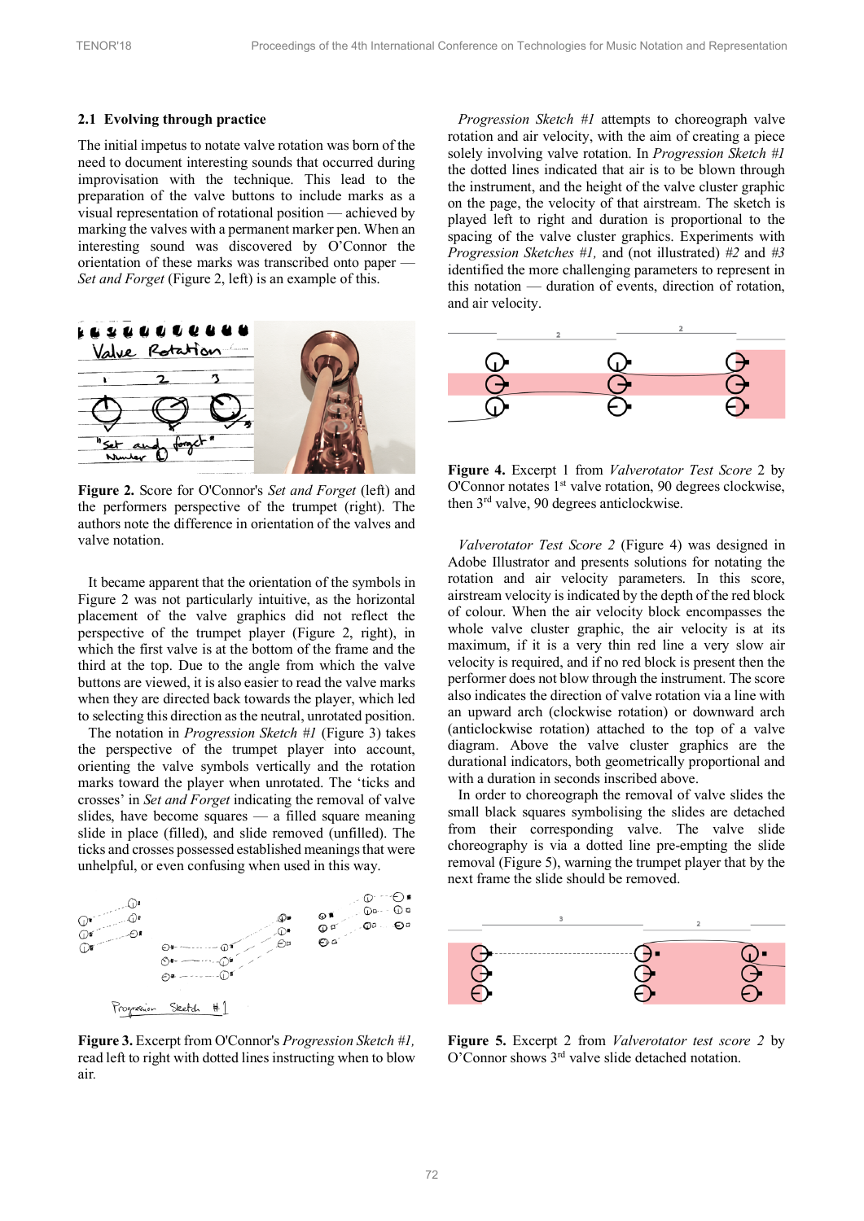### 2.1 Evolving through practice

The initial impetus to notate valve rotation was born of the need to document interesting sounds that occurred during improvisation with the technique. This lead to the preparation of the valve buttons to include marks as a visual representation of rotational position — achieved by marking the valves with a permanent marker pen. When an interesting sound was discovered by O'Connor the orientation of these marks was transcribed onto paper — *Set and Forget* (Figure 2, left) is an example of this.

**Figure 2.** Score for O'Connor's *Set and Forget* (left) and the performers perspective of the trumpet (right). The authors note the difference in orientation of the valves and valve notation.

It became apparent that the orientation of the symbols in Figure 2 was not particularly intuitive, as the horizontal placement of the valve graphics did not reflect the perspective of the trumpet player (Figure 2, right), in which the first valve is at the bottom of the frame and the third at the top. Due to the angle from which the valve buttons are viewed, it is also easier to read the valve marks when they are directed back towards the player, which led to selecting this direction as the neutral, unrotated position.

The notation in *Progression Sketch #1* (Figure 3) takes the perspective of the trumpet player into account, orienting the valve symbols vertically and the rotation marks toward the player when unrotated. The 'ticks and crosses' in *Set and Forget* indicating the removal of valve slides, have become squares — a filled square meaning slide in place (filled), and slide removed (unfilled). The ticks and crosses possessed established meanings that were unhelpful, or even confusing when used in this way.

**Figure 3.** Excerpt from O'Connor's *Progression Sketch #1*, read left to right with dotted lines instructing when to blow air.

*Progression Sketch #1* attempts to choreograph valve rotation and air velocity, with the aim of creating a piece solely involving valve rotation. In *Progression Sketch #1* the dotted lines indicated that air is to be blown through the instrument, and the height of the valve cluster graphic on the page, the velocity of that airstream. The sketch is played left to right and duration is proportional to the spacing of the valve cluster graphics. Experiments with *Progression Sketches #1,* and (not illustrated) *#2* and *#3* identified the more challenging parameters to represent in this notation — duration of events, direction of rotation, and air velocity.

**Figure 4.** Excerpt 1 from *Valverotator Test Score* 2 by O'Connor notates 1st valve rotation, 90 degrees clockwise, then 3rd valve, 90 degrees anticlockwise.

*Valverotator Test Score 2* (Figure 4) was designed in Adobe Illustrator and presents solutions for notating the rotation and air velocity parameters. In this score, airstream velocity is indicated by the depth of the red block of colour. When the air velocity block encompasses the whole valve cluster graphic, the air velocity is at its maximum, if it is a very thin red line a very slow air velocity is required, and if no red block is present then the performer does not blow through the instrument. The score also indicates the direction of valve rotation via a line with an upward arch (clockwise rotation) or downward arch (anticlockwise rotation) attached to the top of a valve diagram. Above the valve cluster graphics are the durational indicators, both geometrically proportional and with a duration in seconds inscribed above.

In order to choreograph the removal of valve slides the small black squares symbolising the slides are detached from their corresponding valve. The valve slide choreography is via a dotted line pre-empting the slide removal (Figure 5), warning the trumpet player that by the next frame the slide should be removed.

**Figure 5.** Excerpt 2 from *Valverotator test score 2* by O'Connor shows 3rd valve slide detached notation.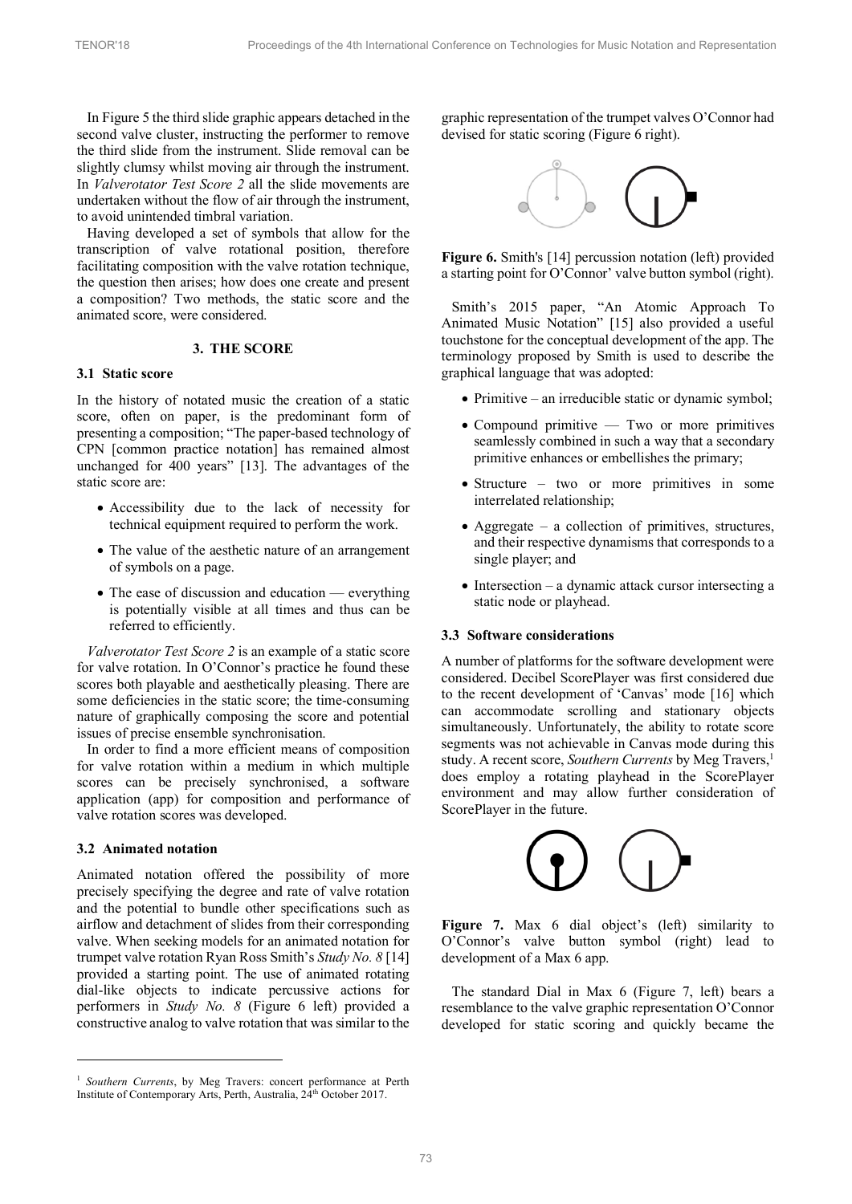In Figure 5 the third slide graphic appears detached in the second valve cluster, instructing the performer to remove the third slide from the instrument. Slide removal can be slightly clumsy whilst moving air through the instrument. In *Valverotator Test Score 2* all the slide movements are undertaken without the flow of air through the instrument, to avoid unintended timbral variation.

Having developed a set of symbols that allow for the transcription of valve rotational position, therefore facilitating composition with the valve rotation technique, the question then arises; how does one create and present a composition? Two methods, the static score and the animated score, were considered.

## 3. THE SCORE

### 3.1 Static score

In the history of notated music the creation of a static score, often on paper, is the predominant form of presenting a composition; "The paper-based technology of CPN [common practice notation] has remained almost unchanged for 400 years" [13]. The advantages of the static score are:

- Accessibility due to the lack of necessity for technical equipment required to perform the work.
- The value of the aesthetic nature of an arrangement of symbols on a page.
- The ease of discussion and education — everything is potentially visible at all times and thus can be referred to efficiently.

*Valverotator Test Score 2* is an example of a static score for valve rotation. In O'Connor's practice he found these scores both playable and aesthetically pleasing. There are some deficiencies in the static score; the time-consuming nature of graphically composing the score and potential issues of precise ensemble synchronisation.

In order to find a more efficient means of composition for valve rotation within a medium in which multiple scores can be precisely synchronised, a software application (app) for composition and performance of valve rotation scores was developed.

### 3.2 Animated notation

Animated notation offered the possibility of more precisely specifying the degree and rate of valve rotation and the potential to bundle other specifications such as airflow and detachment of slides from their corresponding valve. When seeking models for an animated notation for trumpet valve rotation Ryan Ross Smith's *Study No. 8* [14] provided a starting point. The use of animated rotating dial-like objects to indicate percussive actions for performers in *Study No. 8* (Figure 6 left) provided a constructive analog to valve rotation that was similar to the graphic representation of the trumpet valves O'Connor had devised for static scoring (Figure 6 right).

**Figure 6.** Smith's [14] percussion notation (left) provided a starting point for O'Connor' valve button symbol (right).

Smith's 2015 paper, "An Atomic Approach To Animated Music Notation" [15] also provided a useful touchstone for the conceptual development of the app. The terminology proposed by Smith is used to describe the graphical language that was adopted:

- Primitive – an irreducible static or dynamic symbol;
- Compound primitive — Two or more primitives seamlessly combined in such a way that a secondary primitive enhances or embellishes the primary;
- Structure – two or more primitives in some interrelated relationship;
- Aggregate – a collection of primitives, structures, and their respective dynamisms that corresponds to a single player; and
- Intersection – a dynamic attack cursor intersecting a static node or playhead.

### 3.3 Software considerations

A number of platforms for the software development were considered. Decibel ScorePlayer was first considered due to the recent development of 'Canvas' mode [16] which can accommodate scrolling and stationary objects simultaneously. Unfortunately, the ability to rotate score segments was not achievable in Canvas mode during this study. A recent score, *Southern Currents* by Meg Travers,[1] does employ a rotating playhead in the ScorePlayer environment and may allow further consideration of ScorePlayer in the future.

**Figure 7.** Max 6 dial object's (left) similarity to O'Connor's valve button symbol (right) lead to development of a Max 6 app.

The standard Dial in Max 6 (Figure 7, left) bears a resemblance to the valve graphic representation O'Connor developed for static scoring and quickly became the

[1] *Southern Currents*, by Meg Travers: concert performance at Perth Institute of Contemporary Arts, Perth, Australia, 24th October 2017.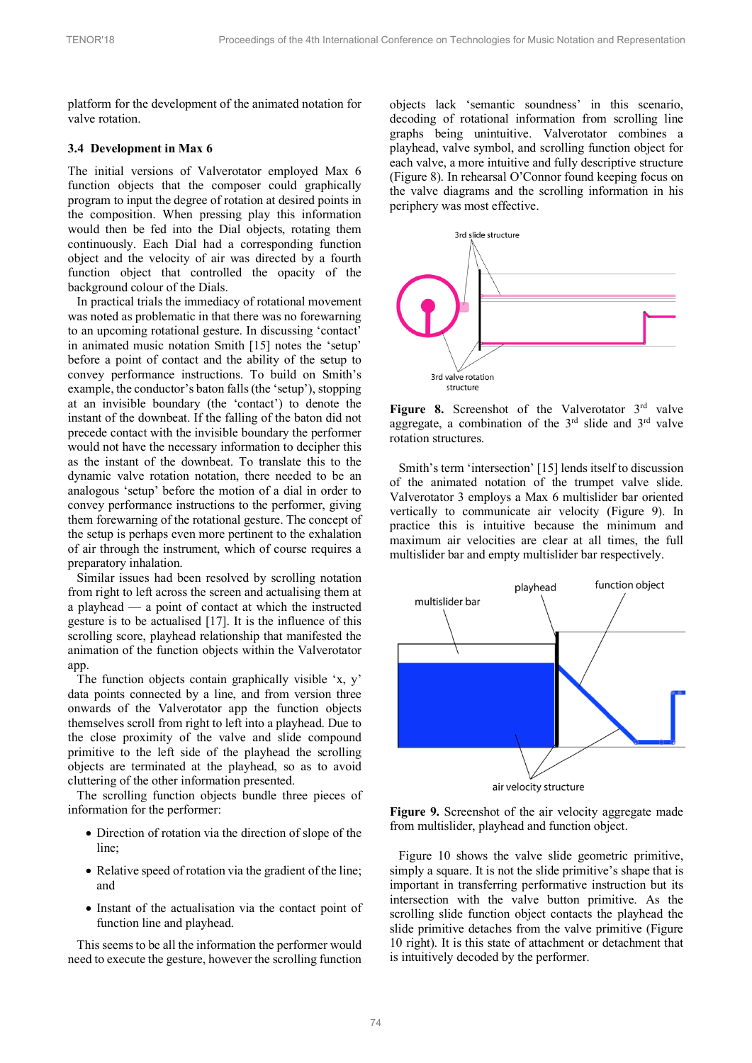platform for the development of the animated notation for valve rotation.

### 3.4 Development in Max 6

The initial versions of Valverotator employed Max 6 function objects that the composer could graphically program to input the degree of rotation at desired points in the composition. When pressing play this information would then be fed into the Dial objects, rotating them continuously. Each Dial had a corresponding function object and the velocity of air was directed by a fourth function object that controlled the opacity of the background colour of the Dials.

In practical trials the immediacy of rotational movement was noted as problematic in that there was no forewarning to an upcoming rotational gesture. In discussing 'contact' in animated music notation Smith [15] notes the 'setup' before a point of contact and the ability of the setup to convey performance instructions. To build on Smith's example, the conductor's baton falls (the 'setup'), stopping at an invisible boundary (the 'contact') to denote the instant of the downbeat. If the falling of the baton did not precede contact with the invisible boundary the performer would not have the necessary information to decipher this as the instant of the downbeat. To translate this to the dynamic valve rotation notation, there needed to be an analogous 'setup' before the motion of a dial in order to convey performance instructions to the performer, giving them forewarning of the rotational gesture. The concept of the setup is perhaps even more pertinent to the exhalation of air through the instrument, which of course requires a preparatory inhalation.

Similar issues had been resolved by scrolling notation from right to left across the screen and actualising them at a playhead — a point of contact at which the instructed gesture is to be actualised [17]. It is the influence of this scrolling score, playhead relationship that manifested the animation of the function objects within the Valverotator app.

The function objects contain graphically visible 'x, y' data points connected by a line, and from version three onwards of the Valverotator app the function objects themselves scroll from right to left into a playhead. Due to the close proximity of the valve and slide compound primitive to the left side of the playhead the scrolling objects are terminated at the playhead, so as to avoid cluttering of the other information presented.

The scrolling function objects bundle three pieces of information for the performer:

- Direction of rotation via the direction of slope of the line;
- Relative speed of rotation via the gradient of the line; and
- Instant of the actualisation via the contact point of function line and playhead.

This seems to be all the information the performer would need to execute the gesture, however the scrolling function objects lack 'semantic soundness' in this scenario, decoding of rotational information from scrolling line graphs being unintuitive. Valverotator combines a playhead, valve symbol, and scrolling function object for each valve, a more intuitive and fully descriptive structure (Figure 8). In rehearsal O'Connor found keeping focus on the valve diagrams and the scrolling information in his periphery was most effective.

**Figure 8.** Screenshot of the Valverotator 3rd valve aggregate, a combination of the 3rd slide and 3rd valve rotation structures.

Smith's term 'intersection' [15] lends itself to discussion of the animated notation of the trumpet valve slide. Valverotator 3 employs a Max 6 multislider bar oriented vertically to communicate air velocity (Figure 9). In practice this is intuitive because the minimum and maximum air velocities are clear at all times, the full multislider bar and empty multislider bar respectively.

**Figure 9.** Screenshot of the air velocity aggregate made from multislider, playhead and function object.

Figure 10 shows the valve slide geometric primitive, simply a square. It is not the slide primitive's shape that is important in transferring performative instruction but its intersection with the valve button primitive. As the scrolling slide function object contacts the playhead the slide primitive detaches from the valve primitive (Figure 10 right). It is this state of attachment or detachment that is intuitively decoded by the performer.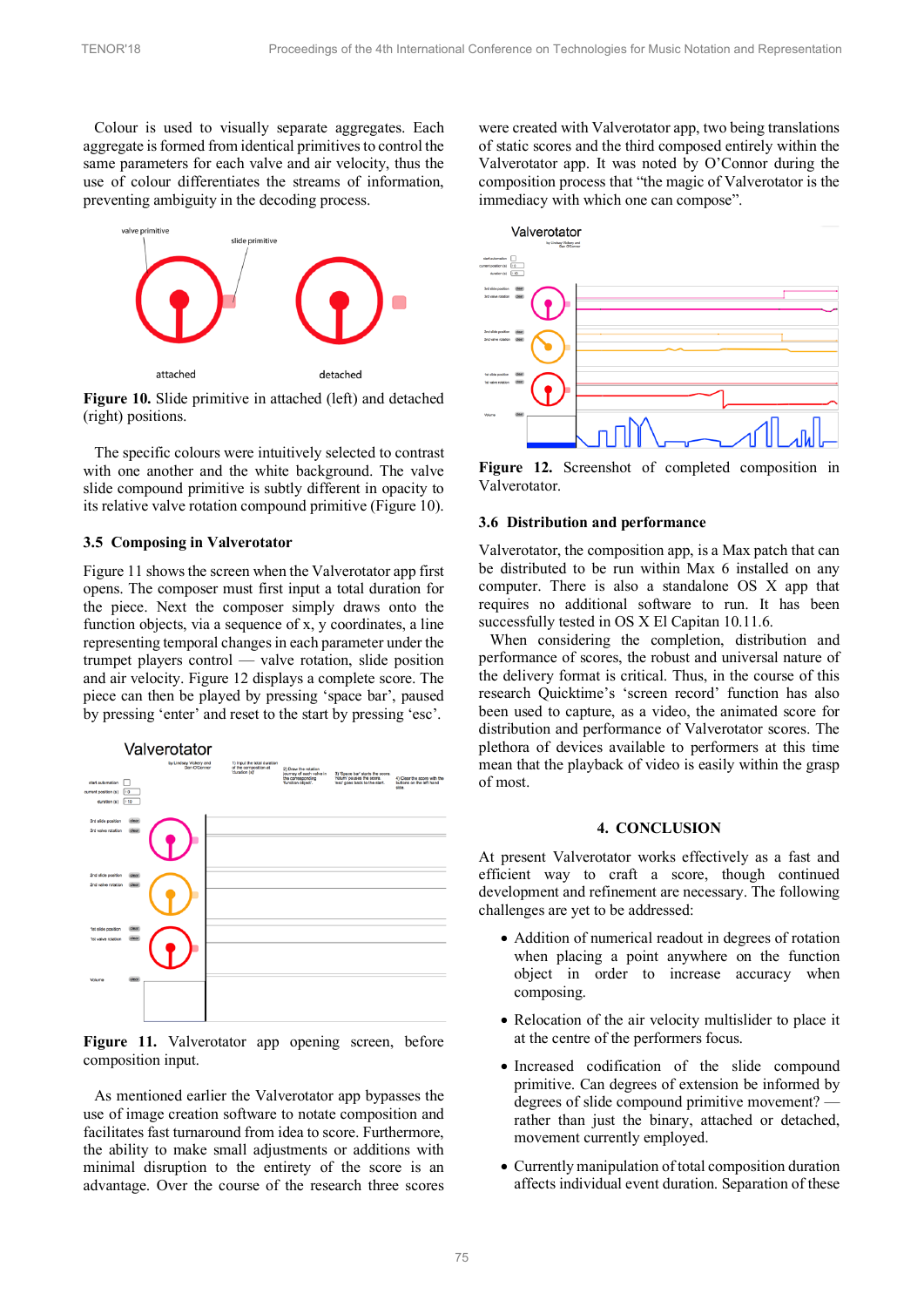Colour is used to visually separate aggregates. Each aggregate is formed from identical primitives to control the same parameters for each valve and air velocity, thus the use of colour differentiates the streams of information, preventing ambiguity in the decoding process.

**Figure 10.** Slide primitive in attached (left) and detached (right) positions.

The specific colours were intuitively selected to contrast with one another and the white background. The valve slide compound primitive is subtly different in opacity to its relative valve rotation compound primitive (Figure 10).

### 3.5 Composing in Valverotator

Figure 11 shows the screen when the Valverotator app first opens. The composer must first input a total duration for the piece. Next the composer simply draws onto the function objects, via a sequence of x, y coordinates, a line representing temporal changes in each parameter under the trumpet players control — valve rotation, slide position and air velocity. Figure 12 displays a complete score. The piece can then be played by pressing 'space bar', paused by pressing 'enter' and reset to the start by pressing 'esc'.

**Figure 11.** Valverotator app opening screen, before composition input.

As mentioned earlier the Valverotator app bypasses the use of image creation software to notate composition and facilitates fast turnaround from idea to score. Furthermore, the ability to make small adjustments or additions with minimal disruption to the entirety of the score is an advantage. Over the course of the research three scores were created with Valverotator app, two being translations of static scores and the third composed entirely within the Valverotator app. It was noted by O'Connor during the composition process that "the magic of Valverotator is the immediacy with which one can compose".

**Figure 12.** Screenshot of completed composition in Valverotator.

### 3.6 Distribution and performance

Valverotator, the composition app, is a Max patch that can be distributed to be run within Max 6 installed on any computer. There is also a standalone OS X app that requires no additional software to run. It has been successfully tested in OS X El Capitan 10.11.6.

When considering the completion, distribution and performance of scores, the robust and universal nature of the delivery format is critical. Thus, in the course of this research Quicktime's 'screen record' function has also been used to capture, as a video, the animated score for distribution and performance of Valverotator scores. The plethora of devices available to performers at this time mean that the playback of video is easily within the grasp of most.

## 4. CONCLUSION

At present Valverotator works effectively as a fast and efficient way to craft a score, though continued development and refinement are necessary. The following challenges are yet to be addressed:

- Addition of numerical readout in degrees of rotation when placing a point anywhere on the function object in order to increase accuracy when composing.
- Relocation of the air velocity multislider to place it at the centre of the performers focus.
- Increased codification of the slide compound primitive. Can degrees of extension be informed by degrees of slide compound primitive movement? — rather than just the binary, attached or detached, movement currently employed.
- Currently manipulation of total composition duration affects individual event duration. Separation of these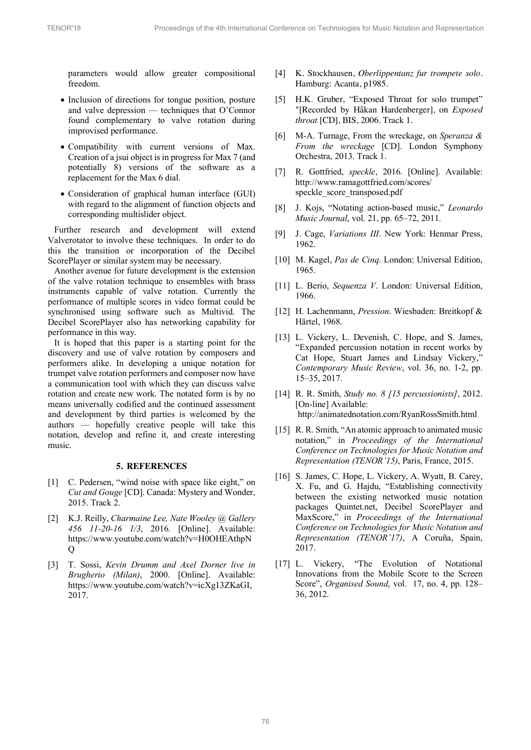parameters would allow greater compositional freedom.

- Inclusion of directions for tongue position, posture and valve depression — techniques that O'Connor found complementary to valve rotation during improvised performance.
- Compatibility with current versions of Max. Creation of a jsui object is in progress for Max 7 (and potentially 8) versions of the software as a replacement for the Max 6 dial.
- Consideration of graphical human interface (GUI) with regard to the alignment of function objects and corresponding multislider object.

Further research and development will extend Valverotator to involve these techniques. In order to do this the transition or incorporation of the Decibel ScorePlayer or similar system may be necessary.

Another avenue for future development is the extension of the valve rotation technique to ensembles with brass instruments capable of valve rotation. Currently the performance of multiple scores in video format could be synchronised using software such as Multivid. The Decibel ScorePlayer also has networking capability for performance in this way.

It is hoped that this paper is a starting point for the discovery and use of valve rotation by composers and performers alike. In developing a unique notation for trumpet valve rotation performers and composer now have a communication tool with which they can discuss valve rotation and create new work. The notated form is by no means universally codified and the continued assessment and development by third parties is welcomed by the authors — hopefully creative people will take this notation, develop and refine it, and create interesting music.

## 5. REFERENCES

[1] C. Pedersen, "wind noise with space like eight," on *Cut and Gouge* [CD]. Canada: Mystery and Wonder, 2015. Track 2.

[2] K.J. Reilly, *Charmaine Lee, Nate Wooley @ Gallery 456 11-20-16 1/3*, 2016. [Online]. Available: https://www.youtube.com/watch?v=H0OHEAthpNQ

[3] T. Sossi, *Kevin Drumm and Axel Dorner live in Brugherio (Milan)*, 2000. [Online]. Available: https://www.youtube.com/watch?v=icXg13ZKaGI, 2017.

[4] K. Stockhausen, *Oberlippentanz fur trompete solo*. Hamburg: Acanta, p1985.

[5] H.K. Gruber, "Exposed Throat for solo trumpet" "[Recorded by Håkan Hardenberger], on *Exposed throat* [CD], BIS, 2006. Track 1.

[6] M-A. Turnage, From the wreckage, on *Speranza & From the wreckage* [CD]. London Symphony Orchestra, 2013. Track 1.

[7] R. Gottfried, *speckle*, 2016. [Online]. Available: http://www.ramagottfried.com/scores/speckle_score_transposed.pdf

[8] J. Kojs, "Notating action-based music," *Leonardo Music Journal*, vol. 21, pp. 65–72, 2011.

[9] J. Cage, *Variations III*. New York: Henmar Press, 1962.

[10] M. Kagel, *Pas de Cinq*. London: Universal Edition, 1965.

[11] L. Berio, *Sequenza V*. London: Universal Edition, 1966.

[12] H. Lachenmann, *Pression*. Wiesbaden: Breitkopf & Härtel, 1968.

[13] L. Vickery, L. Devenish, C. Hope, and S. James, "Expanded percussion notation in recent works by Cat Hope, Stuart James and Lindsay Vickery," *Contemporary Music Review*, vol. 36, no. 1-2, pp. 15–35, 2017.

[14] R. R. Smith, *Study no. 8 [15 percussionists]*, 2012. [On-line] Available: http://animatednotation.com/RyanRossSmith.html

[15] R. R. Smith, "An atomic approach to animated music notation," in *Proceedings of the International Conference on Technologies for Music Notation and Representation (TENOR'15)*, Paris, France, 2015.

[16] S. James, C. Hope, L. Vickery, A. Wyatt, B. Carey, X. Fu, and G. Hajdu, "Establishing connectivity between the existing networked music notation packages Quintet.net, Decibel ScorePlayer and MaxScore," in *Proceedings of the International Conference on Technologies for Music Notation and Representation (TENOR'17)*, A Coruña, Spain, 2017.

[17] L. Vickery, "The Evolution of Notational Innovations from the Mobile Score to the Screen Score", *Organised Sound*, vol. 17, no. 4, pp. 128–36, 2012.